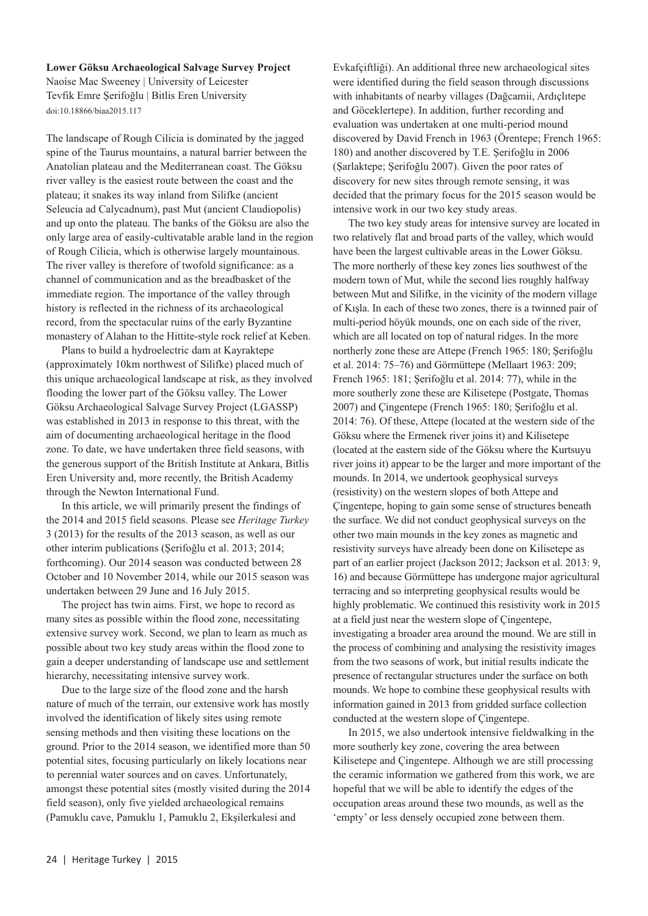**Lower Göksu Archaeological Salvage Survey Project**

Naoíse Mac Sweeney | University of Leicester
Tevfik Emre Şerifoğlu | Bitlis Eren University
doi:10.18866/biaa2015.117

The landscape of Rough Cilicia is dominated by the jagged spine of the Taurus mountains, a natural barrier between the Anatolian plateau and the Mediterranean coast. The Göksu river valley is the easiest route between the coast and the plateau; it snakes its way inland from Silifke (ancient Seleucia ad Calycadnum), past Mut (ancient Claudiopolis) and up onto the plateau. The banks of the Göksu are also the only large area of easily-cultivatable arable land in the region of Rough Cilicia, which is otherwise largely mountainous. The river valley is therefore of twofold significance: as a channel of communication and as the breadbasket of the immediate region. The importance of the valley through history is reflected in the richness of its archaeological record, from the spectacular ruins of the early Byzantine monastery of Alahan to the Hittite-style rock relief at Keben.

Plans to build a hydroelectric dam at Kayraktepe (approximately 10km northwest of Silifke) placed much of this unique archaeological landscape at risk, as they involved flooding the lower part of the Göksu valley. The Lower Göksu Archaeological Salvage Survey Project (LGASSP) was established in 2013 in response to this threat, with the aim of documenting archaeological heritage in the flood zone. To date, we have undertaken three field seasons, with the generous support of the British Institute at Ankara, Bitlis Eren University and, more recently, the British Academy through the Newton International Fund.

In this article, we will primarily present the findings of the 2014 and 2015 field seasons. Please see *Heritage Turkey* 3 (2013) for the results of the 2013 season, as well as our other interim publications (Şerifoğlu et al. 2013; 2014; forthcoming). Our 2014 season was conducted between 28 October and 10 November 2014, while our 2015 season was undertaken between 29 June and 16 July 2015.

The project has twin aims. First, we hope to record as many sites as possible within the flood zone, necessitating extensive survey work. Second, we plan to learn as much as possible about two key study areas within the flood zone to gain a deeper understanding of landscape use and settlement hierarchy, necessitating intensive survey work.

Due to the large size of the flood zone and the harsh nature of much of the terrain, our extensive work has mostly involved the identification of likely sites using remote sensing methods and then visiting these locations on the ground. Prior to the 2014 season, we identified more than 50 potential sites, focusing particularly on likely locations near to perennial water sources and on caves. Unfortunately, amongst these potential sites (mostly visited during the 2014 field season), only five yielded archaeological remains (Pamuklu cave, Pamuklu 1, Pamuklu 2, Ekşilerkalesi and Evkafçiftliği). An additional three new archaeological sites were identified during the field season through discussions with inhabitants of nearby villages (Dağcamii, Ardıçlıtepe and Göceklertepe). In addition, further recording and evaluation was undertaken at one multi-period mound discovered by David French in 1963 (Örentepe; French 1965: 180) and another discovered by T.E. Şerifoğlu in 2006 (Şarlaktepe; Şerifoğlu 2007). Given the poor rates of discovery for new sites through remote sensing, it was decided that the primary focus for the 2015 season would be intensive work in our two key study areas.

The two key study areas for intensive survey are located in two relatively flat and broad parts of the valley, which would have been the largest cultivable areas in the Lower Göksu. The more northerly of these key zones lies southwest of the modern town of Mut, while the second lies roughly halfway between Mut and Silifke, in the vicinity of the modern village of Kışla. In each of these two zones, there is a twinned pair of multi-period höyük mounds, one on each side of the river, which are all located on top of natural ridges. In the more northerly zone these are Attepe (French 1965: 180; Şerifoğlu et al. 2014: 75–76) and Görmüttepe (Mellaart 1963: 209; French 1965: 181; Şerifoğlu et al. 2014: 77), while in the more southerly zone these are Kilisetepe (Postgate, Thomas 2007) and Çingentepe (French 1965: 180; Şerifoğlu et al. 2014: 76). Of these, Attepe (located at the western side of the Göksu where the Ermenek river joins it) and Kilisetepe (located at the eastern side of the Göksu where the Kurtsuyu river joins it) appear to be the larger and more important of the mounds. In 2014, we undertook geophysical surveys (resistivity) on the western slopes of both Attepe and Çingentepe, hoping to gain some sense of structures beneath the surface. We did not conduct geophysical surveys on the other two main mounds in the key zones as magnetic and resistivity surveys have already been done on Kilisetepe as part of an earlier project (Jackson 2012; Jackson et al. 2013: 9, 16) and because Görmüttepe has undergone major agricultural terracing and so interpreting geophysical results would be highly problematic. We continued this resistivity work in 2015 at a field just near the western slope of Çingentepe, investigating a broader area around the mound. We are still in the process of combining and analysing the resistivity images from the two seasons of work, but initial results indicate the presence of rectangular structures under the surface on both mounds. We hope to combine these geophysical results with information gained in 2013 from gridded surface collection conducted at the western slope of Çingentepe.

In 2015, we also undertook intensive fieldwalking in the more southerly key zone, covering the area between Kilisetepe and Çingentepe. Although we are still processing the ceramic information we gathered from this work, we are hopeful that we will be able to identify the edges of the occupation areas around these two mounds, as well as the 'empty' or less densely occupied zone between them.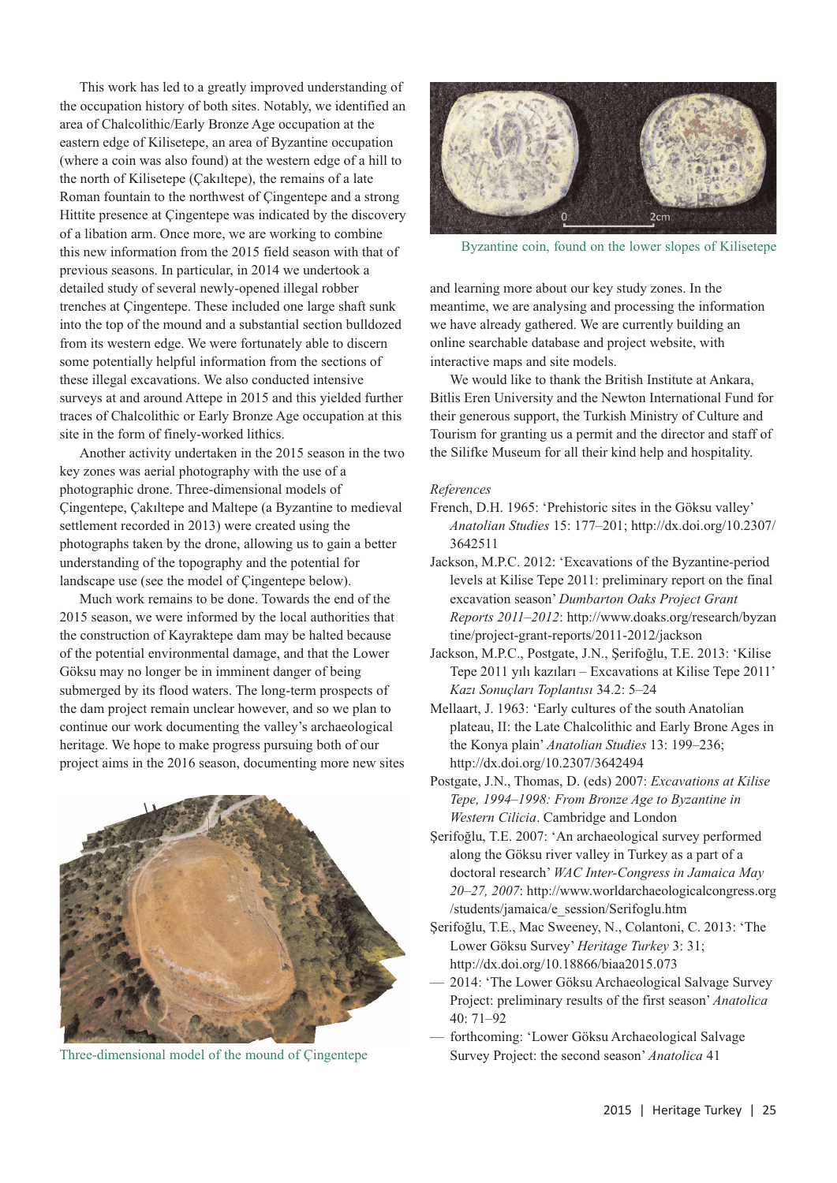This work has led to a greatly improved understanding of the occupation history of both sites. Notably, we identified an area of Chalcolithic/Early Bronze Age occupation at the eastern edge of Kilisetepe, an area of Byzantine occupation (where a coin was also found) at the western edge of a hill to the north of Kilisetepe (Çakıltepe), the remains of a late Roman fountain to the northwest of Çingentepe and a strong Hittite presence at Çingentepe was indicated by the discovery of a libation arm. Once more, we are working to combine this new information from the 2015 field season with that of previous seasons. In particular, in 2014 we undertook a detailed study of several newly-opened illegal robber trenches at Çingentepe. These included one large shaft sunk into the top of the mound and a substantial section bulldozed from its western edge. We were fortunately able to discern some potentially helpful information from the sections of these illegal excavations. We also conducted intensive surveys at and around Attepe in 2015 and this yielded further traces of Chalcolithic or Early Bronze Age occupation at this site in the form of finely-worked lithics.

Another activity undertaken in the 2015 season in the two key zones was aerial photography with the use of a photographic drone. Three-dimensional models of Çingentepe, Çakıltepe and Maltepe (a Byzantine to medieval settlement recorded in 2013) were created using the photographs taken by the drone, allowing us to gain a better understanding of the topography and the potential for landscape use (see the model of Çingentepe below).

Much work remains to be done. Towards the end of the 2015 season, we were informed by the local authorities that the construction of Kayraktepe dam may be halted because of the potential environmental damage, and that the Lower Göksu may no longer be in imminent danger of being submerged by its flood waters. The long-term prospects of the dam project remain unclear however, and so we plan to continue our work documenting the valley's archaeological heritage. We hope to make progress pursuing both of our project aims in the 2016 season, documenting more new sites and learning more about our key study zones. In the meantime, we are analysing and processing the information we have already gathered. We are currently building an online searchable database and project website, with interactive maps and site models.

Three-dimensional model of the mound of Çingentepe

0 2cm

Byzantine coin, found on the lower slopes of Kilisetepe

We would like to thank the British Institute at Ankara, Bitlis Eren University and the Newton International Fund for their generous support, the Turkish Ministry of Culture and Tourism for granting us a permit and the director and staff of the Silifke Museum for all their kind help and hospitality.

*References*

French, D.H. 1965: 'Prehistoric sites in the Göksu valley' *Anatolian Studies* 15: 177–201; http://dx.doi.org/10.2307/3642511

Jackson, M.P.C. 2012: 'Excavations of the Byzantine-period levels at Kilise Tepe 2011: preliminary report on the final excavation season' *Dumbarton Oaks Project Grant Reports 2011–2012*: http://www.doaks.org/research/byzantine/project-grant-reports/2011-2012/jackson

Jackson, M.P.C., Postgate, J.N., Şerifoğlu, T.E. 2013: 'Kilise Tepe 2011 yılı kazıları – Excavations at Kilise Tepe 2011' *Kazı Sonuçları Toplantısı* 34.2: 5–24

Mellaart, J. 1963: 'Early cultures of the south Anatolian plateau, II: the Late Chalcolithic and Early Brone Ages in the Konya plain' *Anatolian Studies* 13: 199–236; http://dx.doi.org/10.2307/3642494

Postgate, J.N., Thomas, D. (eds) 2007: *Excavations at Kilise Tepe, 1994–1998: From Bronze Age to Byzantine in Western Cilicia*. Cambridge and London

Şerifoğlu, T.E. 2007: 'An archaeological survey performed along the Göksu river valley in Turkey as a part of a doctoral research' *WAC Inter-Congress in Jamaica May 20–27, 2007*: http://www.worldarchaeologicalcongress.org/students/jamaica/e_session/Serifoglu.htm

Şerifoğlu, T.E., Mac Sweeney, N., Colantoni, C. 2013: 'The Lower Göksu Survey' *Heritage Turkey* 3: 31; http://dx.doi.org/10.18866/biaa2015.073

— 2014: 'The Lower Göksu Archaeological Salvage Survey Project: preliminary results of the first season' *Anatolica* 40: 71–92

— forthcoming: 'Lower Göksu Archaeological Salvage Survey Project: the second season' *Anatolica* 41